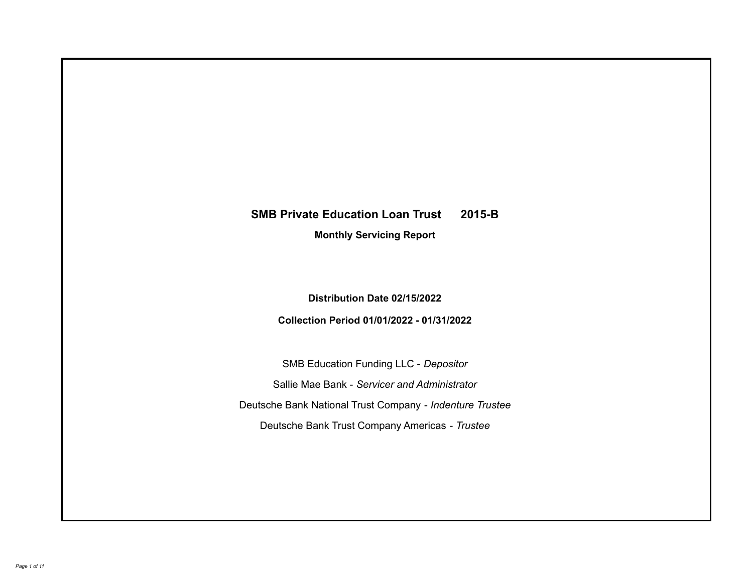# SMB Private Education Loan Trust 2015-B

## Monthly Servicing Report

**Distribution Date 02/15/2022**

**Collection Period 01/01/2022 - 01/31/2022**

SMB Education Funding LLC - *Depositor*

Sallie Mae Bank - *Servicer and Administrator*

Deutsche Bank National Trust Company - *Indenture Trustee*

Deutsche Bank Trust Company Americas - *Trustee*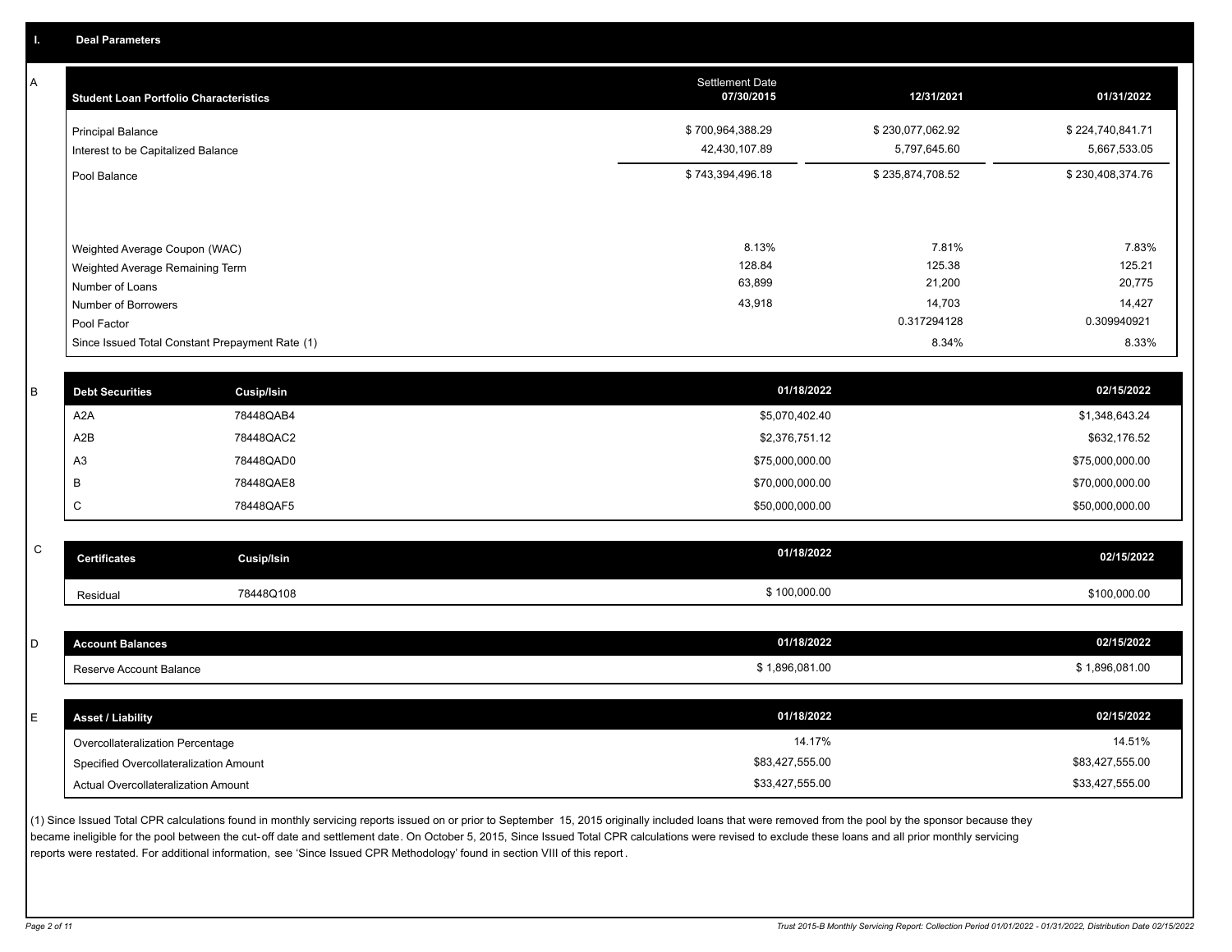## I. Deal Parameters

### A

| Student Loan Portfolio Characteristics | Settlement Date 07/30/2015 | 12/31/2021 | 01/31/2022 |
|---|---|---|---|
| Principal Balance | $ 700,964,388.29 | $ 230,077,062.92 | $ 224,740,841.71 |
| Interest to be Capitalized Balance | 42,430,107.89 | 5,797,645.60 | 5,667,533.05 |
| Pool Balance | $ 743,394,496.18 | $ 235,874,708.52 | $ 230,408,374.76 |
| Weighted Average Coupon (WAC) | 8.13% | 7.81% | 7.83% |
| Weighted Average Remaining Term | 128.84 | 125.38 | 125.21 |
| Number of Loans | 63,899 | 21,200 | 20,775 |
| Number of Borrowers | 43,918 | 14,703 | 14,427 |
| Pool Factor | | 0.317294128 | 0.309940921 |
| Since Issued Total Constant Prepayment Rate (1) | | 8.34% | 8.33% |

### B

| Debt Securities | Cusip/Isin | 01/18/2022 | 02/15/2022 |
|---|---|---|---|
| A2A | 78448QAB4 | $5,070,402.40 | $1,348,643.24 |
| A2B | 78448QAC2 | $2,376,751.12 | $632,176.52 |
| A3 | 78448QAD0 | $75,000,000.00 | $75,000,000.00 |
| B | 78448QAE8 | $70,000,000.00 | $70,000,000.00 |
| C | 78448QAF5 | $50,000,000.00 | $50,000,000.00 |

### C

| Certificates | Cusip/Isin | 01/18/2022 | 02/15/2022 |
|---|---|---|---|
| Residual | 78448Q108 | $ 100,000.00 | $100,000.00 |

### D

| Account Balances | 01/18/2022 | 02/15/2022 |
|---|---|---|
| Reserve Account Balance | $ 1,896,081.00 | $ 1,896,081.00 |

### E

| Asset / Liability | 01/18/2022 | 02/15/2022 |
|---|---|---|
| Overcollateralization Percentage | 14.17% | 14.51% |
| Specified Overcollateralization Amount | $83,427,555.00 | $83,427,555.00 |
| Actual Overcollateralization Amount | $33,427,555.00 | $33,427,555.00 |

(1) Since Issued Total CPR calculations found in monthly servicing reports issued on or prior to September 15, 2015 originally included loans that were removed from the pool by the sponsor because they became ineligible for the pool between the cut-off date and settlement date. On October 5, 2015, Since Issued Total CPR calculations were revised to exclude these loans and all prior monthly servicing reports were restated. For additional information, see 'Since Issued CPR Methodology' found in section VIII of this report.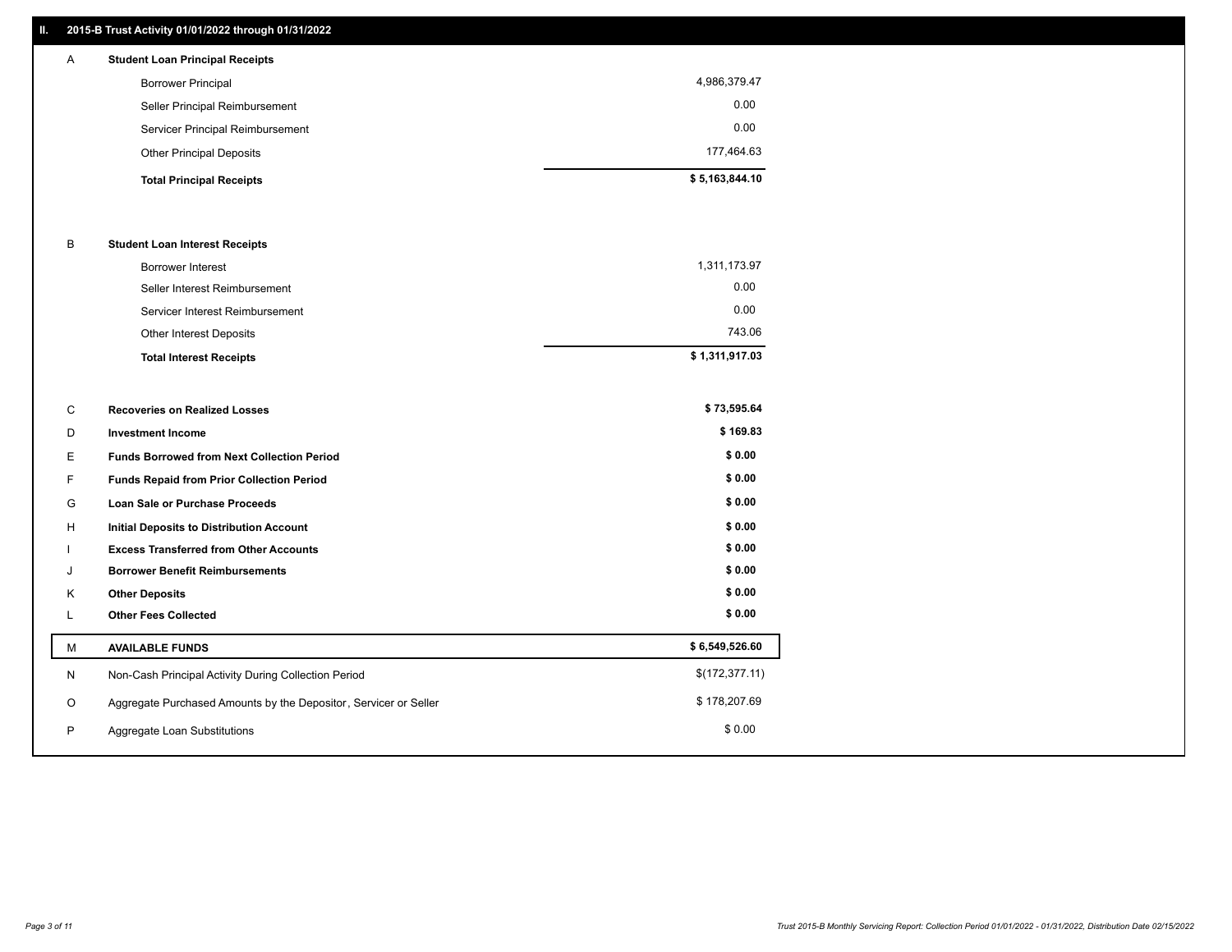## II. 2015-B Trust Activity 01/01/2022 through 01/31/2022

| | | |
|---|---|---|
| A | **Student Loan Principal Receipts** | |
| | Borrower Principal | 4,986,379.47 |
| | Seller Principal Reimbursement | 0.00 |
| | Servicer Principal Reimbursement | 0.00 |
| | Other Principal Deposits | 177,464.63 |
| | **Total Principal Receipts** | **$ 5,163,844.10** |
| B | **Student Loan Interest Receipts** | |
| | Borrower Interest | 1,311,173.97 |
| | Seller Interest Reimbursement | 0.00 |
| | Servicer Interest Reimbursement | 0.00 |
| | Other Interest Deposits | 743.06 |
| | **Total Interest Receipts** | **$ 1,311,917.03** |
| C | **Recoveries on Realized Losses** | **$ 73,595.64** |
| D | **Investment Income** | **$ 169.83** |
| E | **Funds Borrowed from Next Collection Period** | **$ 0.00** |
| F | **Funds Repaid from Prior Collection Period** | **$ 0.00** |
| G | **Loan Sale or Purchase Proceeds** | **$ 0.00** |
| H | **Initial Deposits to Distribution Account** | **$ 0.00** |
| I | **Excess Transferred from Other Accounts** | **$ 0.00** |
| J | **Borrower Benefit Reimbursements** | **$ 0.00** |
| K | **Other Deposits** | **$ 0.00** |
| L | **Other Fees Collected** | **$ 0.00** |
| M | **AVAILABLE FUNDS** | **$ 6,549,526.60** |
| N | Non-Cash Principal Activity During Collection Period | $(172,377.11) |
| O | Aggregate Purchased Amounts by the Depositor, Servicer or Seller | $ 178,207.69 |
| P | Aggregate Loan Substitutions | $ 0.00 |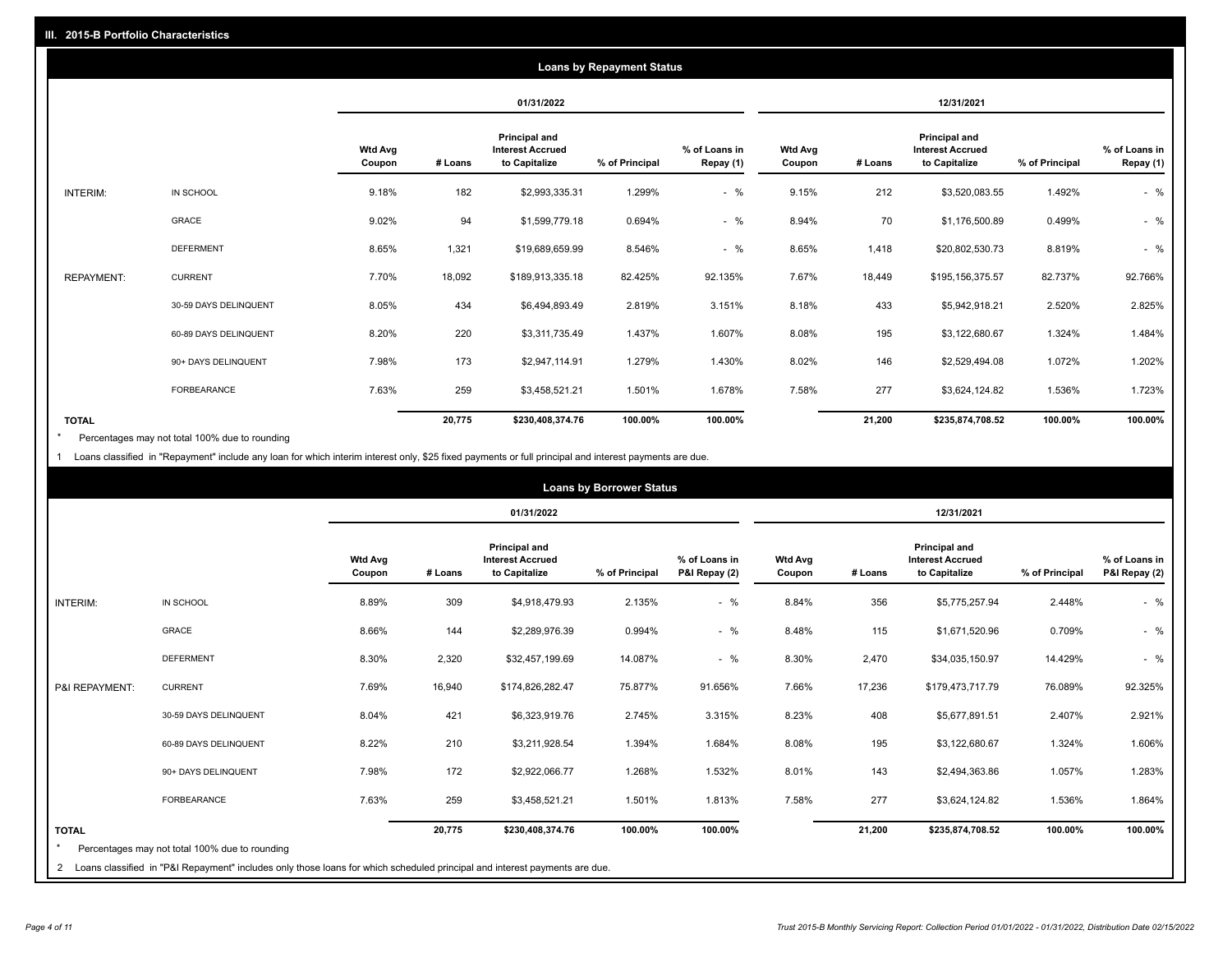## III. 2015-B Portfolio Characteristics

### Loans by Repayment Status

| | | 01/31/2022 | | | | | 12/31/2021 | | | | |
|---|---|---|---|---|---|---|---|---|---|---|---|
| | | Wtd Avg Coupon | # Loans | Principal and Interest Accrued to Capitalize | % of Principal | % of Loans in Repay (1) | Wtd Avg Coupon | # Loans | Principal and Interest Accrued to Capitalize | % of Principal | % of Loans in Repay (1) |
| INTERIM: | IN SCHOOL | 9.18% | 182 | $2,993,335.31 | 1.299% | - % | 9.15% | 212 | $3,520,083.55 | 1.492% | - % |
| | GRACE | 9.02% | 94 | $1,599,779.18 | 0.694% | - % | 8.94% | 70 | $1,176,500.89 | 0.499% | - % |
| | DEFERMENT | 8.65% | 1,321 | $19,689,659.99 | 8.546% | - % | 8.65% | 1,418 | $20,802,530.73 | 8.819% | - % |
| REPAYMENT: | CURRENT | 7.70% | 18,092 | $189,913,335.18 | 82.425% | 92.135% | 7.67% | 18,449 | $195,156,375.57 | 82.737% | 92.766% |
| | 30-59 DAYS DELINQUENT | 8.05% | 434 | $6,494,893.49 | 2.819% | 3.151% | 8.18% | 433 | $5,942,918.21 | 2.520% | 2.825% |
| | 60-89 DAYS DELINQUENT | 8.20% | 220 | $3,311,735.49 | 1.437% | 1.607% | 8.08% | 195 | $3,122,680.67 | 1.324% | 1.484% |
| | 90+ DAYS DELINQUENT | 7.98% | 173 | $2,947,114.91 | 1.279% | 1.430% | 8.02% | 146 | $2,529,494.08 | 1.072% | 1.202% |
| | FORBEARANCE | 7.63% | 259 | $3,458,521.21 | 1.501% | 1.678% | 7.58% | 277 | $3,624,124.82 | 1.536% | 1.723% |
| TOTAL | | | 20,775 | $230,408,374.76 | 100.00% | 100.00% | | 21,200 | $235,874,708.52 | 100.00% | 100.00% |

* Percentages may not total 100% due to rounding

1 Loans classified in "Repayment" include any loan for which interim interest only, $25 fixed payments or full principal and interest payments are due.

### Loans by Borrower Status

| | | 01/31/2022 | | | | | 12/31/2021 | | | | |
|---|---|---|---|---|---|---|---|---|---|---|---|
| | | Wtd Avg Coupon | # Loans | Principal and Interest Accrued to Capitalize | % of Principal | % of Loans in P&I Repay (2) | Wtd Avg Coupon | # Loans | Principal and Interest Accrued to Capitalize | % of Principal | % of Loans in P&I Repay (2) |
| INTERIM: | IN SCHOOL | 8.89% | 309 | $4,918,479.93 | 2.135% | - % | 8.84% | 356 | $5,775,257.94 | 2.448% | - % |
| | GRACE | 8.66% | 144 | $2,289,976.39 | 0.994% | - % | 8.48% | 115 | $1,671,520.96 | 0.709% | - % |
| | DEFERMENT | 8.30% | 2,320 | $32,457,199.69 | 14.087% | - % | 8.30% | 2,470 | $34,035,150.97 | 14.429% | - % |
| P&I REPAYMENT: | CURRENT | 7.69% | 16,940 | $174,826,282.47 | 75.877% | 91.656% | 7.66% | 17,236 | $179,473,717.79 | 76.089% | 92.325% |
| | 30-59 DAYS DELINQUENT | 8.04% | 421 | $6,323,919.76 | 2.745% | 3.315% | 8.23% | 408 | $5,677,891.51 | 2.407% | 2.921% |
| | 60-89 DAYS DELINQUENT | 8.22% | 210 | $3,211,928.54 | 1.394% | 1.684% | 8.08% | 195 | $3,122,680.67 | 1.324% | 1.606% |
| | 90+ DAYS DELINQUENT | 7.98% | 172 | $2,922,066.77 | 1.268% | 1.532% | 8.01% | 143 | $2,494,363.86 | 1.057% | 1.283% |
| | FORBEARANCE | 7.63% | 259 | $3,458,521.21 | 1.501% | 1.813% | 7.58% | 277 | $3,624,124.82 | 1.536% | 1.864% |
| TOTAL | | | 20,775 | $230,408,374.76 | 100.00% | 100.00% | | 21,200 | $235,874,708.52 | 100.00% | 100.00% |

* Percentages may not total 100% due to rounding

2 Loans classified in "P&I Repayment" includes only those loans for which scheduled principal and interest payments are due.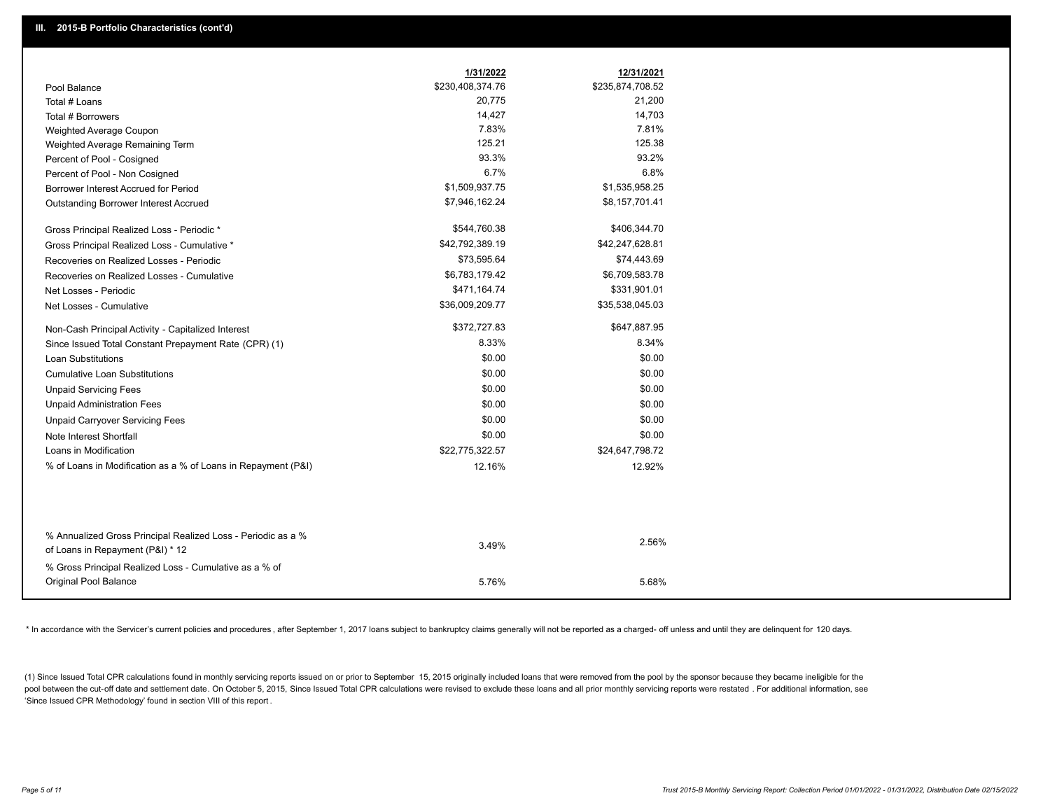## III. 2015-B Portfolio Characteristics (cont'd)

| | 1/31/2022 | 12/31/2021 |
|---|---|---|
| Pool Balance | $230,408,374.76 | $235,874,708.52 |
| Total # Loans | 20,775 | 21,200 |
| Total # Borrowers | 14,427 | 14,703 |
| Weighted Average Coupon | 7.83% | 7.81% |
| Weighted Average Remaining Term | 125.21 | 125.38 |
| Percent of Pool - Cosigned | 93.3% | 93.2% |
| Percent of Pool - Non Cosigned | 6.7% | 6.8% |
| Borrower Interest Accrued for Period | $1,509,937.75 | $1,535,958.25 |
| Outstanding Borrower Interest Accrued | $7,946,162.24 | $8,157,701.41 |
| Gross Principal Realized Loss - Periodic * | $544,760.38 | $406,344.70 |
| Gross Principal Realized Loss - Cumulative * | $42,792,389.19 | $42,247,628.81 |
| Recoveries on Realized Losses - Periodic | $73,595.64 | $74,443.69 |
| Recoveries on Realized Losses - Cumulative | $6,783,179.42 | $6,709,583.78 |
| Net Losses - Periodic | $471,164.74 | $331,901.01 |
| Net Losses - Cumulative | $36,009,209.77 | $35,538,045.03 |
| Non-Cash Principal Activity - Capitalized Interest | $372,727.83 | $647,887.95 |
| Since Issued Total Constant Prepayment Rate (CPR) (1) | 8.33% | 8.34% |
| Loan Substitutions | $0.00 | $0.00 |
| Cumulative Loan Substitutions | $0.00 | $0.00 |
| Unpaid Servicing Fees | $0.00 | $0.00 |
| Unpaid Administration Fees | $0.00 | $0.00 |
| Unpaid Carryover Servicing Fees | $0.00 | $0.00 |
| Note Interest Shortfall | $0.00 | $0.00 |
| Loans in Modification | $22,775,322.57 | $24,647,798.72 |
| % of Loans in Modification as a % of Loans in Repayment (P&I) | 12.16% | 12.92% |
| % Annualized Gross Principal Realized Loss - Periodic as a % of Loans in Repayment (P&I) * 12 | 3.49% | 2.56% |
| % Gross Principal Realized Loss - Cumulative as a % of Original Pool Balance | 5.76% | 5.68% |

* In accordance with the Servicer's current policies and procedures, after September 1, 2017 loans subject to bankruptcy claims generally will not be reported as a charged- off unless and until they are delinquent for 120 days.

(1) Since Issued Total CPR calculations found in monthly servicing reports issued on or prior to September 15, 2015 originally included loans that were removed from the pool by the sponsor because they became ineligible for the pool between the cut-off date and settlement date. On October 5, 2015, Since Issued Total CPR calculations were revised to exclude these loans and all prior monthly servicing reports were restated . For additional information, see 'Since Issued CPR Methodology' found in section VIII of this report .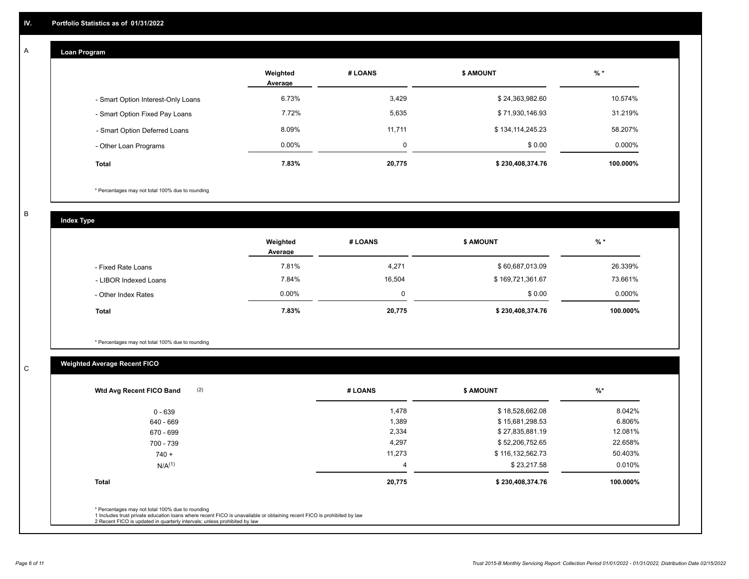## IV. Portfolio Statistics as of 01/31/2022

### A Loan Program

| | Weighted Average | # LOANS | $ AMOUNT | % * |
|---|---|---|---|---|
| - Smart Option Interest-Only Loans | 6.73% | 3,429 | $ 24,363,982.60 | 10.574% |
| - Smart Option Fixed Pay Loans | 7.72% | 5,635 | $ 71,930,146.93 | 31.219% |
| - Smart Option Deferred Loans | 8.09% | 11,711 | $ 134,114,245.23 | 58.207% |
| - Other Loan Programs | 0.00% | 0 | $ 0.00 | 0.000% |
| **Total** | **7.83%** | **20,775** | **$ 230,408,374.76** | **100.000%** |

* Percentages may not total 100% due to rounding

### B Index Type

| | Weighted Average | # LOANS | $ AMOUNT | % * |
|---|---|---|---|---|
| - Fixed Rate Loans | 7.81% | 4,271 | $ 60,687,013.09 | 26.339% |
| - LIBOR Indexed Loans | 7.84% | 16,504 | $ 169,721,361.67 | 73.661% |
| - Other Index Rates | 0.00% | 0 | $ 0.00 | 0.000% |
| **Total** | **7.83%** | **20,775** | **$ 230,408,374.76** | **100.000%** |

* Percentages may not total 100% due to rounding

### C Weighted Average Recent FICO

| Wtd Avg Recent FICO Band (2) | # LOANS | $ AMOUNT | %* |
|---|---|---|---|
| 0 - 639 | 1,478 | $ 18,528,662.08 | 8.042% |
| 640 - 669 | 1,389 | $ 15,681,298.53 | 6.806% |
| 670 - 699 | 2,334 | $ 27,835,881.19 | 12.081% |
| 700 - 739 | 4,297 | $ 52,206,752.65 | 22.658% |
| 740 + | 11,273 | $ 116,132,562.73 | 50.403% |
| N/A(1) | 4 | $ 23,217.58 | 0.010% |
| **Total** | **20,775** | **$ 230,408,374.76** | **100.000%** |

* Percentages may not total 100% due to rounding
1 Includes trust private education loans where recent FICO is unavailable or obtaining recent FICO is prohibited by law
2 Recent FICO is updated in quarterly intervals; unless prohibited by law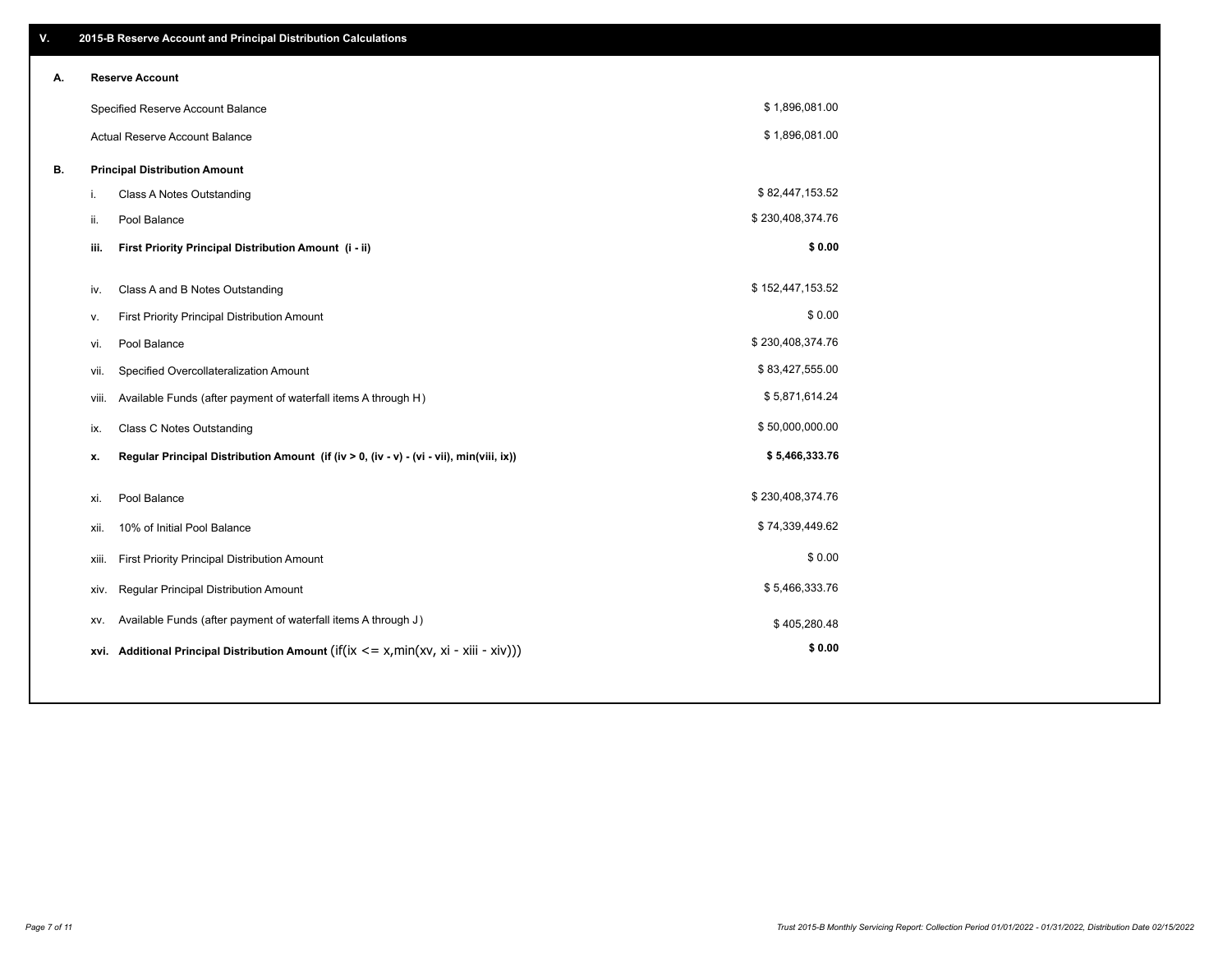## V. 2015-B Reserve Account and Principal Distribution Calculations

| | | |
|---|---|---|
| **A.** | **Reserve Account** | |
| | Specified Reserve Account Balance | $ 1,896,081.00 |
| | Actual Reserve Account Balance | $ 1,896,081.00 |
| **B.** | **Principal Distribution Amount** | |
| i. | Class A Notes Outstanding | $ 82,447,153.52 |
| ii. | Pool Balance | $ 230,408,374.76 |
| **iii.** | **First Priority Principal Distribution Amount (i - ii)** | **$ 0.00** |
| iv. | Class A and B Notes Outstanding | $ 152,447,153.52 |
| v. | First Priority Principal Distribution Amount | $ 0.00 |
| vi. | Pool Balance | $ 230,408,374.76 |
| vii. | Specified Overcollateralization Amount | $ 83,427,555.00 |
| viii. | Available Funds (after payment of waterfall items A through H) | $ 5,871,614.24 |
| ix. | Class C Notes Outstanding | $ 50,000,000.00 |
| **x.** | **Regular Principal Distribution Amount (if (iv > 0, (iv - v) - (vi - vii), min(viii, ix))** | **$ 5,466,333.76** |
| xi. | Pool Balance | $ 230,408,374.76 |
| xii. | 10% of Initial Pool Balance | $ 74,339,449.62 |
| xiii. | First Priority Principal Distribution Amount | $ 0.00 |
| xiv. | Regular Principal Distribution Amount | $ 5,466,333.76 |
| xv. | Available Funds (after payment of waterfall items A through J) | $ 405,280.48 |
| **xvi.** | **Additional Principal Distribution Amount** (if(ix <= x,min(xv, xi - xiii - xiv))) | **$ 0.00** |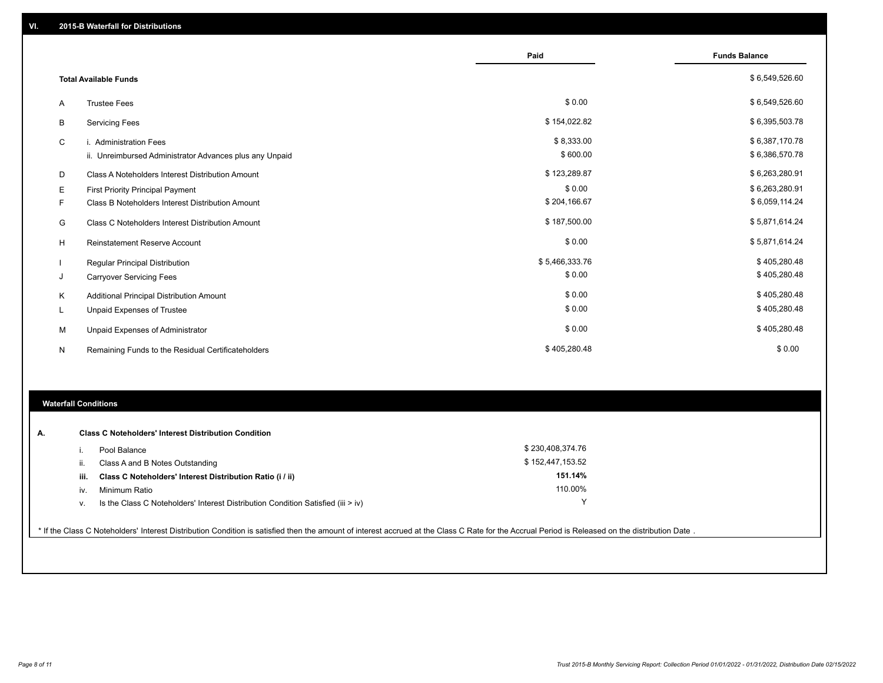## VI. 2015-B Waterfall for Distributions

| | | Paid | Funds Balance |
|---|---|---|---|
| | **Total Available Funds** | | $ 6,549,526.60 |
| A | Trustee Fees | $ 0.00 | $ 6,549,526.60 |
| B | Servicing Fees | $ 154,022.82 | $ 6,395,503.78 |
| C | i. Administration Fees | $ 8,333.00 | $ 6,387,170.78 |
| | ii. Unreimbursed Administrator Advances plus any Unpaid | $ 600.00 | $ 6,386,570.78 |
| D | Class A Noteholders Interest Distribution Amount | $ 123,289.87 | $ 6,263,280.91 |
| E | First Priority Principal Payment | $ 0.00 | $ 6,263,280.91 |
| F | Class B Noteholders Interest Distribution Amount | $ 204,166.67 | $ 6,059,114.24 |
| G | Class C Noteholders Interest Distribution Amount | $ 187,500.00 | $ 5,871,614.24 |
| H | Reinstatement Reserve Account | $ 0.00 | $ 5,871,614.24 |
| I | Regular Principal Distribution | $ 5,466,333.76 | $ 405,280.48 |
| J | Carryover Servicing Fees | $ 0.00 | $ 405,280.48 |
| K | Additional Principal Distribution Amount | $ 0.00 | $ 405,280.48 |
| L | Unpaid Expenses of Trustee | $ 0.00 | $ 405,280.48 |
| M | Unpaid Expenses of Administrator | $ 0.00 | $ 405,280.48 |
| N | Remaining Funds to the Residual Certificateholders | $ 405,280.48 | $ 0.00 |

### Waterfall Conditions

| | | | |
|---|---|---|---|
| **A.** | | **Class C Noteholders' Interest Distribution Condition** | |
| | i. | Pool Balance | $ 230,408,374.76 |
| | ii. | Class A and B Notes Outstanding | $ 152,447,153.52 |
| | **iii.** | **Class C Noteholders' Interest Distribution Ratio (i / ii)** | **151.14%** |
| | iv. | Minimum Ratio | 110.00% |
| | v. | Is the Class C Noteholders' Interest Distribution Condition Satisfied (iii > iv) | Y |

* If the Class C Noteholders' Interest Distribution Condition is satisfied then the amount of interest accrued at the Class C Rate for the Accrual Period is Released on the distribution Date .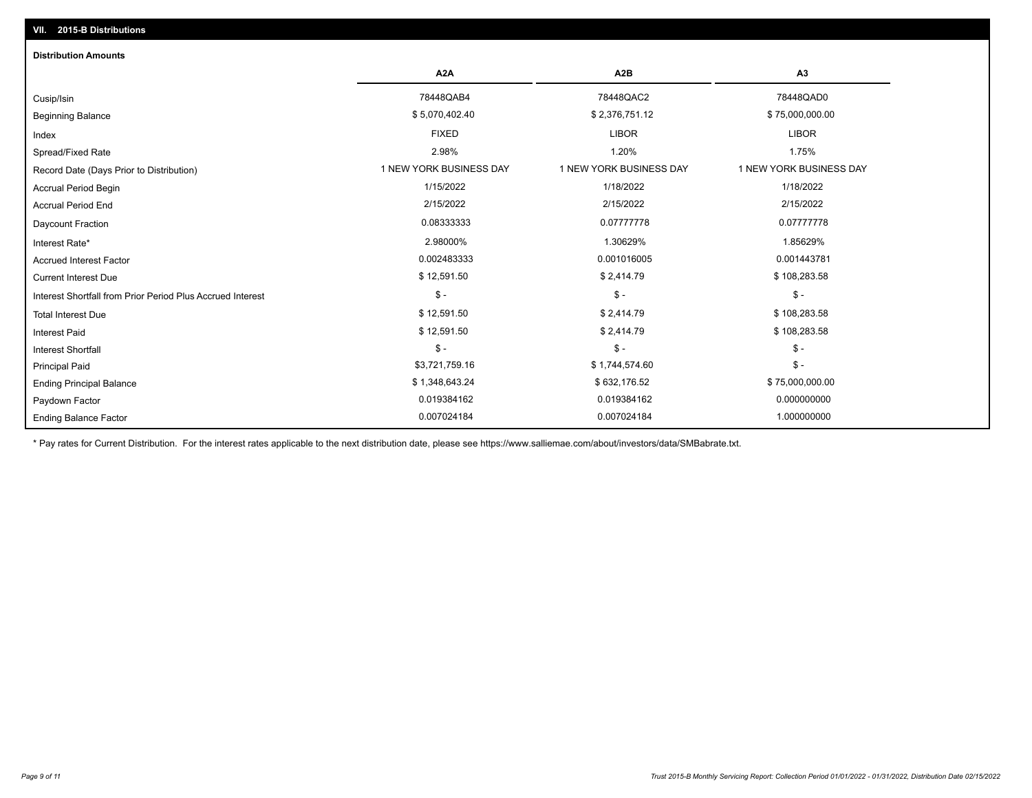## VII. 2015-B Distributions

### Distribution Amounts

| | A2A | A2B | A3 |
|---|---|---|---|
| Cusip/Isin | 78448QAB4 | 78448QAC2 | 78448QAD0 |
| Beginning Balance | $ 5,070,402.40 | $ 2,376,751.12 | $ 75,000,000.00 |
| Index | FIXED | LIBOR | LIBOR |
| Spread/Fixed Rate | 2.98% | 1.20% | 1.75% |
| Record Date (Days Prior to Distribution) | 1 NEW YORK BUSINESS DAY | 1 NEW YORK BUSINESS DAY | 1 NEW YORK BUSINESS DAY |
| Accrual Period Begin | 1/15/2022 | 1/18/2022 | 1/18/2022 |
| Accrual Period End | 2/15/2022 | 2/15/2022 | 2/15/2022 |
| Daycount Fraction | 0.08333333 | 0.07777778 | 0.07777778 |
| Interest Rate* | 2.98000% | 1.30629% | 1.85629% |
| Accrued Interest Factor | 0.002483333 | 0.001016005 | 0.001443781 |
| Current Interest Due | $ 12,591.50 | $ 2,414.79 | $ 108,283.58 |
| Interest Shortfall from Prior Period Plus Accrued Interest | $ - | $ - | $ - |
| Total Interest Due | $ 12,591.50 | $ 2,414.79 | $ 108,283.58 |
| Interest Paid | $ 12,591.50 | $ 2,414.79 | $ 108,283.58 |
| Interest Shortfall | $ - | $ - | $ - |
| Principal Paid | $3,721,759.16 | $ 1,744,574.60 | $ - |
| Ending Principal Balance | $ 1,348,643.24 | $ 632,176.52 | $ 75,000,000.00 |
| Paydown Factor | 0.019384162 | 0.019384162 | 0.000000000 |
| Ending Balance Factor | 0.007024184 | 0.007024184 | 1.000000000 |

* Pay rates for Current Distribution. For the interest rates applicable to the next distribution date, please see https://www.salliemae.com/about/investors/data/SMBabrate.txt.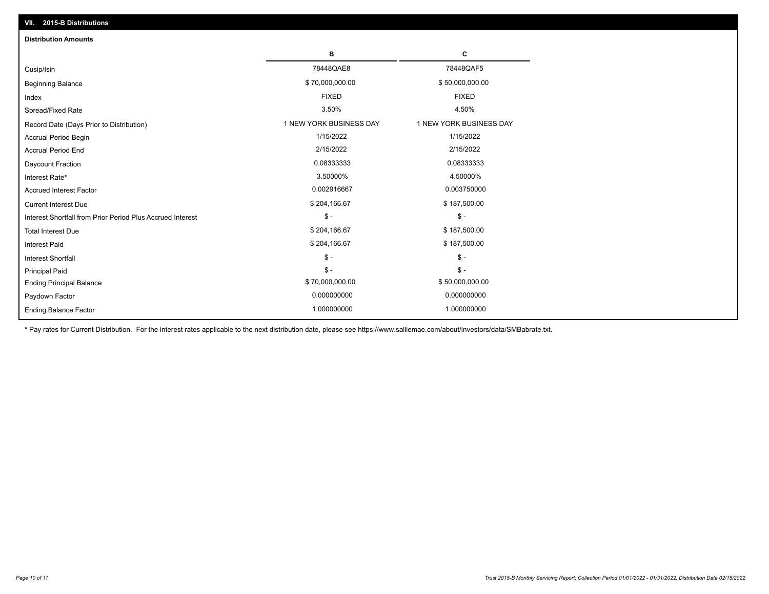## VII. 2015-B Distributions

### Distribution Amounts

| | B | C |
|---|---|---|
| Cusip/Isin | 78448QAE8 | 78448QAF5 |
| Beginning Balance | $ 70,000,000.00 | $ 50,000,000.00 |
| Index | FIXED | FIXED |
| Spread/Fixed Rate | 3.50% | 4.50% |
| Record Date (Days Prior to Distribution) | 1 NEW YORK BUSINESS DAY | 1 NEW YORK BUSINESS DAY |
| Accrual Period Begin | 1/15/2022 | 1/15/2022 |
| Accrual Period End | 2/15/2022 | 2/15/2022 |
| Daycount Fraction | 0.08333333 | 0.08333333 |
| Interest Rate* | 3.50000% | 4.50000% |
| Accrued Interest Factor | 0.002916667 | 0.003750000 |
| Current Interest Due | $ 204,166.67 | $ 187,500.00 |
| Interest Shortfall from Prior Period Plus Accrued Interest | $ - | $ - |
| Total Interest Due | $ 204,166.67 | $ 187,500.00 |
| Interest Paid | $ 204,166.67 | $ 187,500.00 |
| Interest Shortfall | $ - | $ - |
| Principal Paid | $ - | $ - |
| Ending Principal Balance | $ 70,000,000.00 | $ 50,000,000.00 |
| Paydown Factor | 0.000000000 | 0.000000000 |
| Ending Balance Factor | 1.000000000 | 1.000000000 |

\* Pay rates for Current Distribution. For the interest rates applicable to the next distribution date, please see https://www.salliemae.com/about/investors/data/SMBabrate.txt.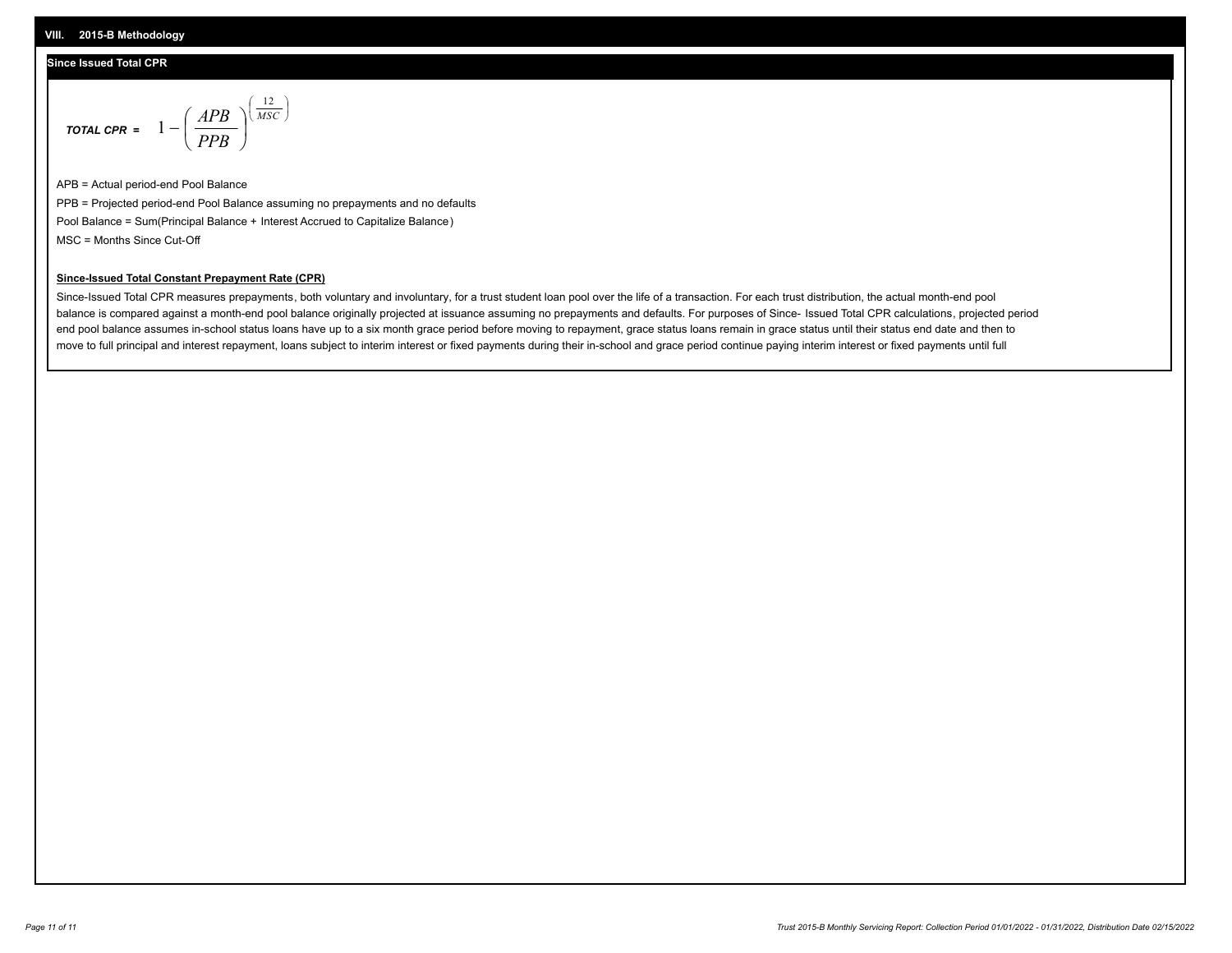## VIII. 2015-B Methodology

### Since Issued Total CPR

$$\textit{TOTAL CPR} = 1 - \left(\frac{APB}{PPB}\right)^{\left(\frac{12}{MSC}\right)}$$

APB = Actual period-end Pool Balance

PPB = Projected period-end Pool Balance assuming no prepayments and no defaults

Pool Balance = Sum(Principal Balance + Interest Accrued to Capitalize Balance)

MSC = Months Since Cut-Off

**Since-Issued Total Constant Prepayment Rate (CPR)**

Since-Issued Total CPR measures prepayments, both voluntary and involuntary, for a trust student loan pool over the life of a transaction. For each trust distribution, the actual month-end pool balance is compared against a month-end pool balance originally projected at issuance assuming no prepayments and defaults. For purposes of Since- Issued Total CPR calculations, projected period end pool balance assumes in-school status loans have up to a six month grace period before moving to repayment, grace status loans remain in grace status until their status end date and then to move to full principal and interest repayment, loans subject to interim interest or fixed payments during their in-school and grace period continue paying interim interest or fixed payments until full